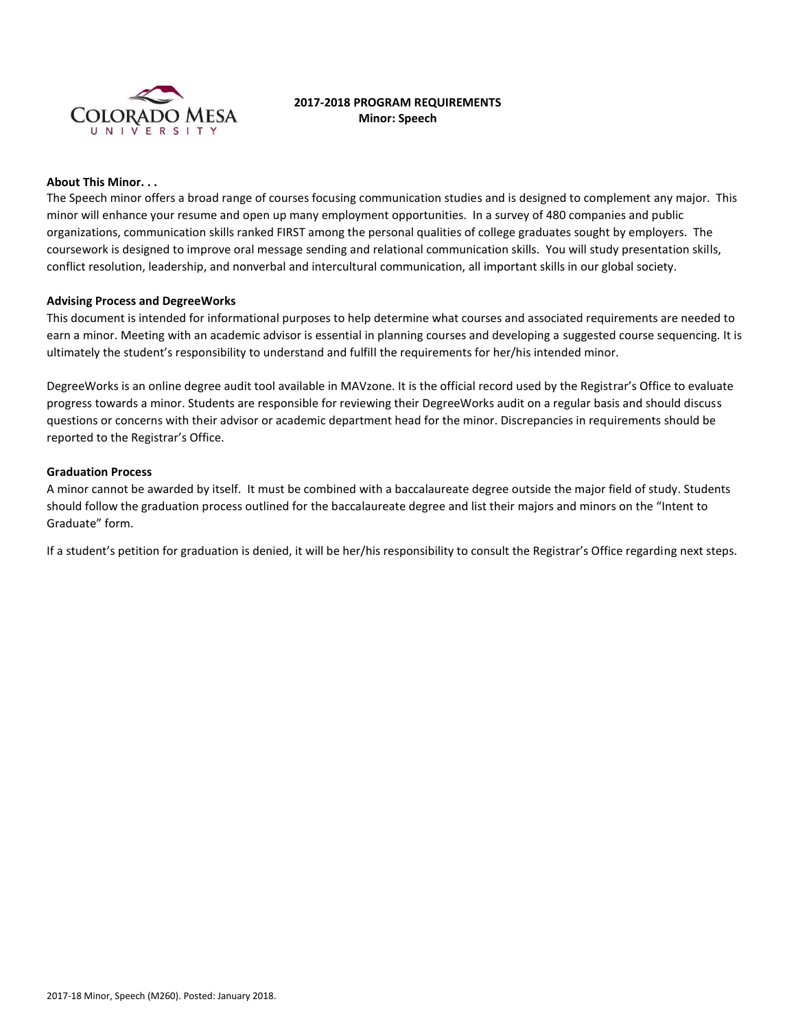# 2017-2018 PROGRAM REQUIREMENTS
## Minor: Speech

**About This Minor. . .**

The Speech minor offers a broad range of courses focusing communication studies and is designed to complement any major. This minor will enhance your resume and open up many employment opportunities. In a survey of 480 companies and public organizations, communication skills ranked FIRST among the personal qualities of college graduates sought by employers. The coursework is designed to improve oral message sending and relational communication skills. You will study presentation skills, conflict resolution, leadership, and nonverbal and intercultural communication, all important skills in our global society.

**Advising Process and DegreeWorks**

This document is intended for informational purposes to help determine what courses and associated requirements are needed to earn a minor. Meeting with an academic advisor is essential in planning courses and developing a suggested course sequencing. It is ultimately the student's responsibility to understand and fulfill the requirements for her/his intended minor.

DegreeWorks is an online degree audit tool available in MAVzone. It is the official record used by the Registrar's Office to evaluate progress towards a minor. Students are responsible for reviewing their DegreeWorks audit on a regular basis and should discuss questions or concerns with their advisor or academic department head for the minor. Discrepancies in requirements should be reported to the Registrar's Office.

**Graduation Process**

A minor cannot be awarded by itself. It must be combined with a baccalaureate degree outside the major field of study. Students should follow the graduation process outlined for the baccalaureate degree and list their majors and minors on the "Intent to Graduate" form.

If a student's petition for graduation is denied, it will be her/his responsibility to consult the Registrar's Office regarding next steps.

2017-18 Minor, Speech (M260). Posted: January 2018.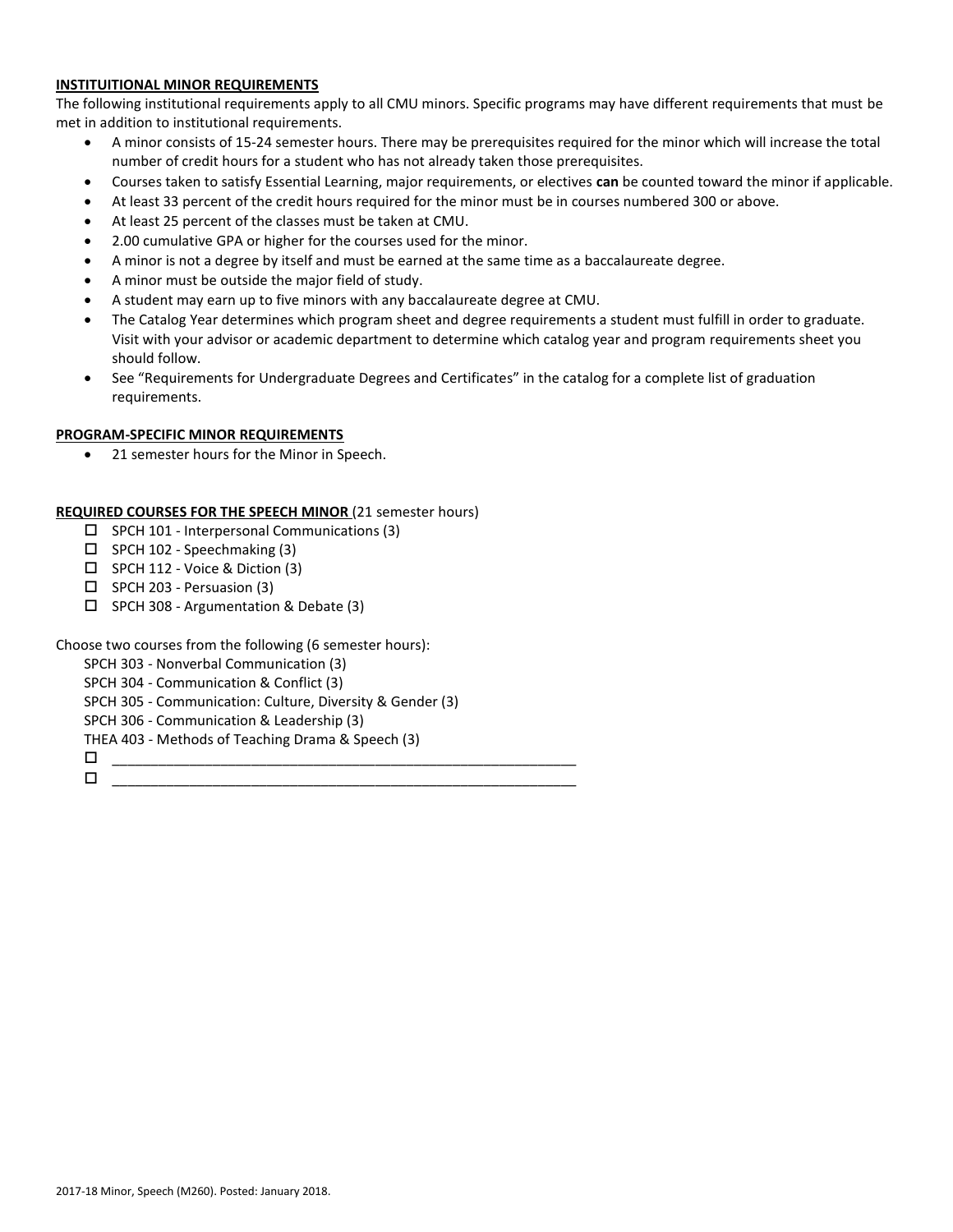**INSTITUITIONAL MINOR REQUIREMENTS**

The following institutional requirements apply to all CMU minors. Specific programs may have different requirements that must be met in addition to institutional requirements.

- A minor consists of 15-24 semester hours. There may be prerequisites required for the minor which will increase the total number of credit hours for a student who has not already taken those prerequisites.
- Courses taken to satisfy Essential Learning, major requirements, or electives **can** be counted toward the minor if applicable.
- At least 33 percent of the credit hours required for the minor must be in courses numbered 300 or above.
- At least 25 percent of the classes must be taken at CMU.
- 2.00 cumulative GPA or higher for the courses used for the minor.
- A minor is not a degree by itself and must be earned at the same time as a baccalaureate degree.
- A minor must be outside the major field of study.
- A student may earn up to five minors with any baccalaureate degree at CMU.
- The Catalog Year determines which program sheet and degree requirements a student must fulfill in order to graduate. Visit with your advisor or academic department to determine which catalog year and program requirements sheet you should follow.
- See "Requirements for Undergraduate Degrees and Certificates" in the catalog for a complete list of graduation requirements.

**PROGRAM-SPECIFIC MINOR REQUIREMENTS**

- 21 semester hours for the Minor in Speech.

**REQUIRED COURSES FOR THE SPEECH MINOR** (21 semester hours)

- ☐ SPCH 101 - Interpersonal Communications (3)
- ☐ SPCH 102 - Speechmaking (3)
- ☐ SPCH 112 - Voice & Diction (3)
- ☐ SPCH 203 - Persuasion (3)
- ☐ SPCH 308 - Argumentation & Debate (3)

Choose two courses from the following (6 semester hours):

SPCH 303 - Nonverbal Communication (3)
SPCH 304 - Communication & Conflict (3)
SPCH 305 - Communication: Culture, Diversity & Gender (3)
SPCH 306 - Communication & Leadership (3)
THEA 403 - Methods of Teaching Drama & Speech (3)

- ☐ ____________________________________________________________
- ☐ ____________________________________________________________

2017-18 Minor, Speech (M260). Posted: January 2018.